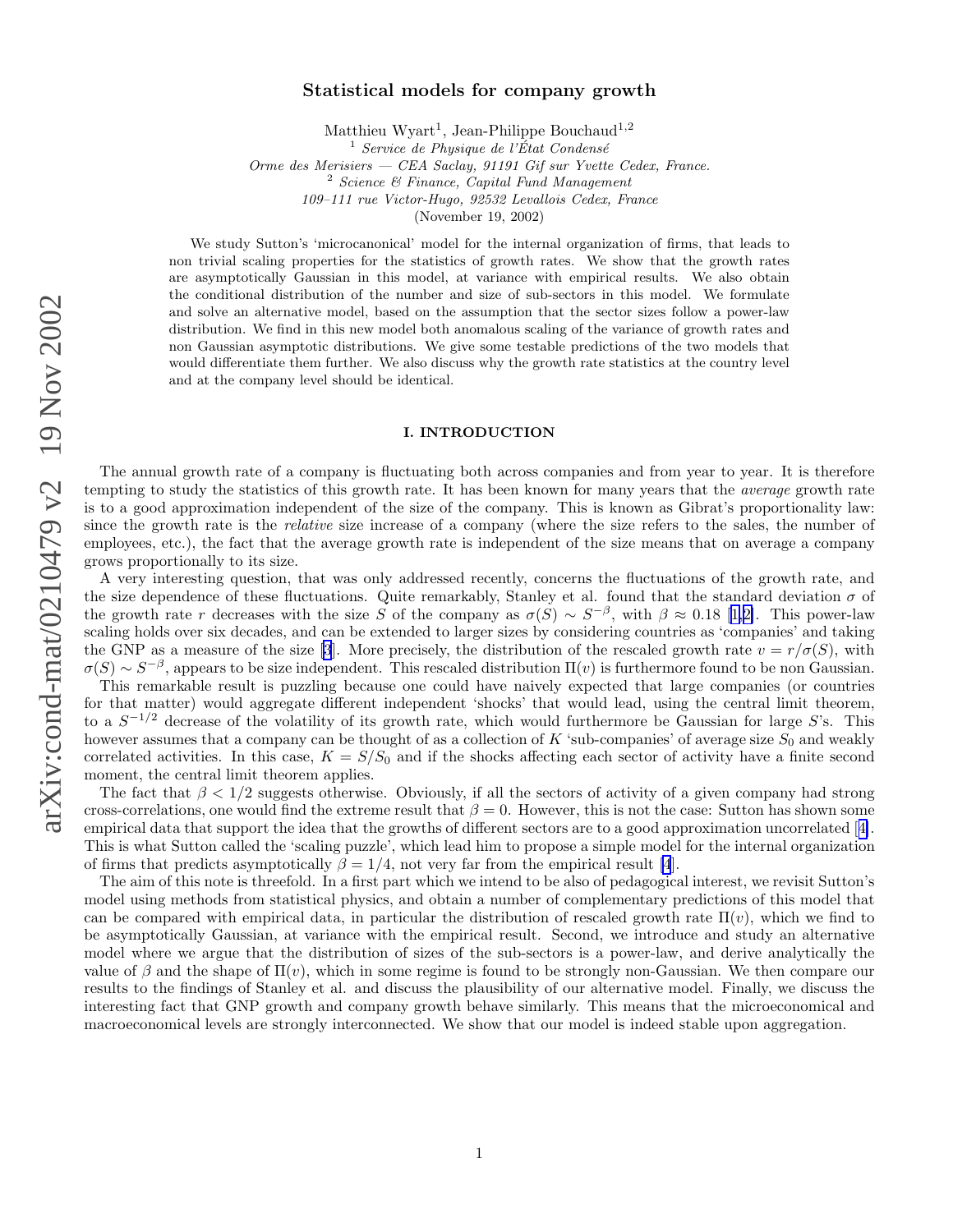# Statistical models for company growth

Matthieu Wyart[1], Jean-Philippe Bouchaud[1,2]

[1] *Service de Physique de l'État Condensé*
*Orme des Merisiers — CEA Saclay, 91191 Gif sur Yvette Cedex, France.*
[2] *Science & Finance, Capital Fund Management*
*109–111 rue Victor-Hugo, 92532 Levallois Cedex, France*
(November 19, 2002)

We study Sutton's 'microcanonical' model for the internal organization of firms, that leads to non trivial scaling properties for the statistics of growth rates. We show that the growth rates are asymptotically Gaussian in this model, at variance with empirical results. We also obtain the conditional distribution of the number and size of sub-sectors in this model. We formulate and solve an alternative model, based on the assumption that the sector sizes follow a power-law distribution. We find in this new model both anomalous scaling of the variance of growth rates and non Gaussian asymptotic distributions. We give some testable predictions of the two models that would differentiate them further. We also discuss why the growth rate statistics at the country level and at the company level should be identical.

## I. INTRODUCTION

The annual growth rate of a company is fluctuating both across companies and from year to year. It is therefore tempting to study the statistics of this growth rate. It has been known for many years that the *average* growth rate is to a good approximation independent of the size of the company. This is known as Gibrat's proportionality law: since the growth rate is the *relative* size increase of a company (where the size refers to the sales, the number of employees, etc.), the fact that the average growth rate is independent of the size means that on average a company grows proportionally to its size.

A very interesting question, that was only addressed recently, concerns the fluctuations of the growth rate, and the size dependence of these fluctuations. Quite remarkably, Stanley et al. found that the standard deviation $\sigma$ of the growth rate $r$ decreases with the size $S$ of the company as $\sigma(S) \sim S^{-\beta}$, with $\beta \approx 0.18$ [1,2]. This power-law scaling holds over six decades, and can be extended to larger sizes by considering countries as 'companies' and taking the GNP as a measure of the size [3]. More precisely, the distribution of the rescaled growth rate $v = r/\sigma(S)$, with $\sigma(S) \sim S^{-\beta}$, appears to be size independent. This rescaled distribution $\Pi(v)$ is furthermore found to be non Gaussian.

This remarkable result is puzzling because one could have naively expected that large companies (or countries for that matter) would aggregate different independent 'shocks' that would lead, using the central limit theorem, to a $S^{-1/2}$ decrease of the volatility of its growth rate, which would furthermore be Gaussian for large $S$'s. This however assumes that a company can be thought of as a collection of $K$ 'sub-companies' of average size $S_0$ and weakly correlated activities. In this case, $K = S/S_0$ and if the shocks affecting each sector of activity have a finite second moment, the central limit theorem applies.

The fact that $\beta < 1/2$ suggests otherwise. Obviously, if all the sectors of activity of a given company had strong cross-correlations, one would find the extreme result that $\beta = 0$. However, this is not the case: Sutton has shown some empirical data that support the idea that the growths of different sectors are to a good approximation uncorrelated [4]. This is what Sutton called the 'scaling puzzle', which lead him to propose a simple model for the internal organization of firms that predicts asymptotically $\beta = 1/4$, not very far from the empirical result [4].

The aim of this note is threefold. In a first part which we intend to be also of pedagogical interest, we revisit Sutton's model using methods from statistical physics, and obtain a number of complementary predictions of this model that can be compared with empirical data, in particular the distribution of rescaled growth rate $\Pi(v)$, which we find to be asymptotically Gaussian, at variance with the empirical result. Second, we introduce and study an alternative model where we argue that the distribution of sizes of the sub-sectors is a power-law, and derive analytically the value of $\beta$ and the shape of $\Pi(v)$, which in some regime is found to be strongly non-Gaussian. We then compare our results to the findings of Stanley et al. and discuss the plausibility of our alternative model. Finally, we discuss the interesting fact that GNP growth and company growth behave similarly. This means that the microeconomical and macroeconomical levels are strongly interconnected. We show that our model is indeed stable upon aggregation.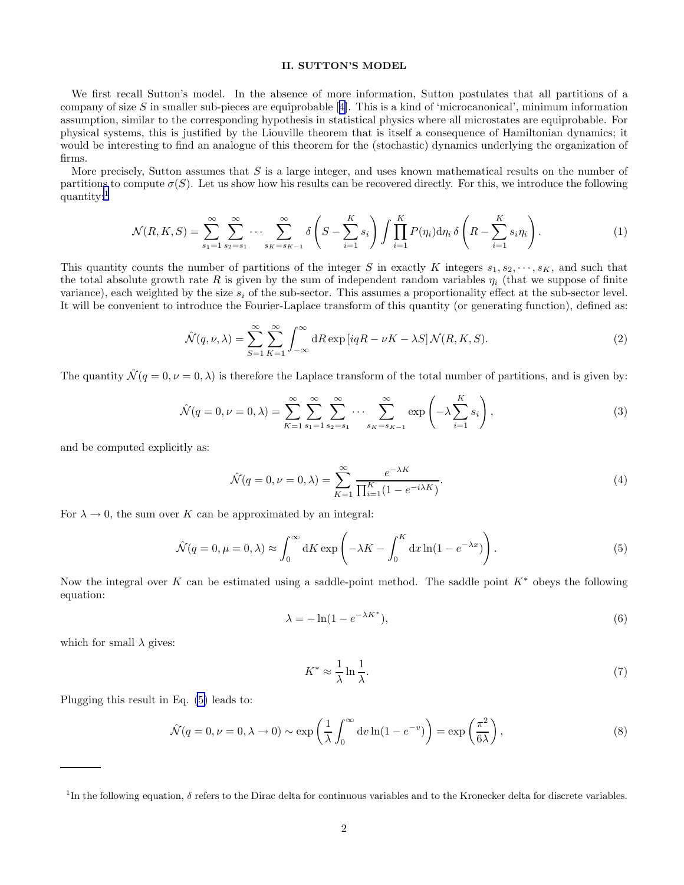## II. SUTTON'S MODEL

We first recall Sutton's model. In the absence of more information, Sutton postulates that all partitions of a company of size $S$ in smaller sub-pieces are equiprobable [4]. This is a kind of 'microcanonical', minimum information assumption, similar to the corresponding hypothesis in statistical physics where all microstates are equiprobable. For physical systems, this is justified by the Liouville theorem that is itself a consequence of Hamiltonian dynamics; it would be interesting to find an analogue of this theorem for the (stochastic) dynamics underlying the organization of firms.

More precisely, Sutton assumes that $S$ is a large integer, and uses known mathematical results on the number of partitions to compute $\sigma(S)$. Let us show how his results can be recovered directly. For this, we introduce the following quantity:[1]

$$\mathcal{N}(R,K,S) = \sum_{s_1=1}^{\infty} \sum_{s_2=s_1}^{\infty} \cdots \sum_{s_K=s_{K-1}}^{\infty} \delta\left(S - \sum_{i=1}^{K} s_i\right) \int \prod_{i=1}^{K} P(\eta_i) \mathrm{d}\eta_i \, \delta\left(R - \sum_{i=1}^{K} s_i \eta_i\right). \tag{1}$$

This quantity counts the number of partitions of the integer $S$ in exactly $K$ integers $s_1, s_2, \cdots, s_K$, and such that the total absolute growth rate $R$ is given by the sum of independent random variables $\eta_i$ (that we suppose of finite variance), each weighted by the size $s_i$ of the sub-sector. This assumes a proportionality effect at the sub-sector level. It will be convenient to introduce the Fourier-Laplace transform of this quantity (or generating function), defined as:

$$\hat{\mathcal{N}}(q,\nu,\lambda) = \sum_{S=1}^{\infty} \sum_{K=1}^{\infty} \int_{-\infty}^{\infty} \mathrm{d}R \exp\left[iqR - \nu K - \lambda S\right] \mathcal{N}(R,K,S). \tag{2}$$

The quantity $\hat{\mathcal{N}}(q=0,\nu=0,\lambda)$ is therefore the Laplace transform of the total number of partitions, and is given by:

$$\hat{\mathcal{N}}(q=0,\nu=0,\lambda) = \sum_{K=1}^{\infty} \sum_{s_1=1}^{\infty} \sum_{s_2=s_1}^{\infty} \cdots \sum_{s_K=s_{K-1}}^{\infty} \exp\left(-\lambda \sum_{i=1}^{K} s_i\right), \tag{3}$$

and be computed explicitly as:

$$\hat{\mathcal{N}}(q=0,\nu=0,\lambda) = \sum_{K=1}^{\infty} \frac{e^{-\lambda K}}{\prod_{i=1}^{K}(1-e^{-i\lambda K})}. \tag{4}$$

For $\lambda \to 0$, the sum over $K$ can be approximated by an integral:

$$\hat{\mathcal{N}}(q=0,\mu=0,\lambda) \approx \int_0^{\infty} \mathrm{d}K \exp\left(-\lambda K - \int_0^K \mathrm{d}x \ln(1-e^{-\lambda x})\right). \tag{5}$$

Now the integral over $K$ can be estimated using a saddle-point method. The saddle point $K^*$ obeys the following equation:

$$\lambda = -\ln(1-e^{-\lambda K^*}), \tag{6}$$

which for small $\lambda$ gives:

$$K^* \approx \frac{1}{\lambda} \ln \frac{1}{\lambda}. \tag{7}$$

Plugging this result in Eq. (5) leads to:

$$\hat{\mathcal{N}}(q=0,\nu=0,\lambda \to 0) \sim \exp\left(\frac{1}{\lambda} \int_0^{\infty} \mathrm{d}v \ln(1-e^{-v})\right) = \exp\left(\frac{\pi^2}{6\lambda}\right), \tag{8}$$

[1] In the following equation, $\delta$ refers to the Dirac delta for continuous variables and to the Kronecker delta for discrete variables.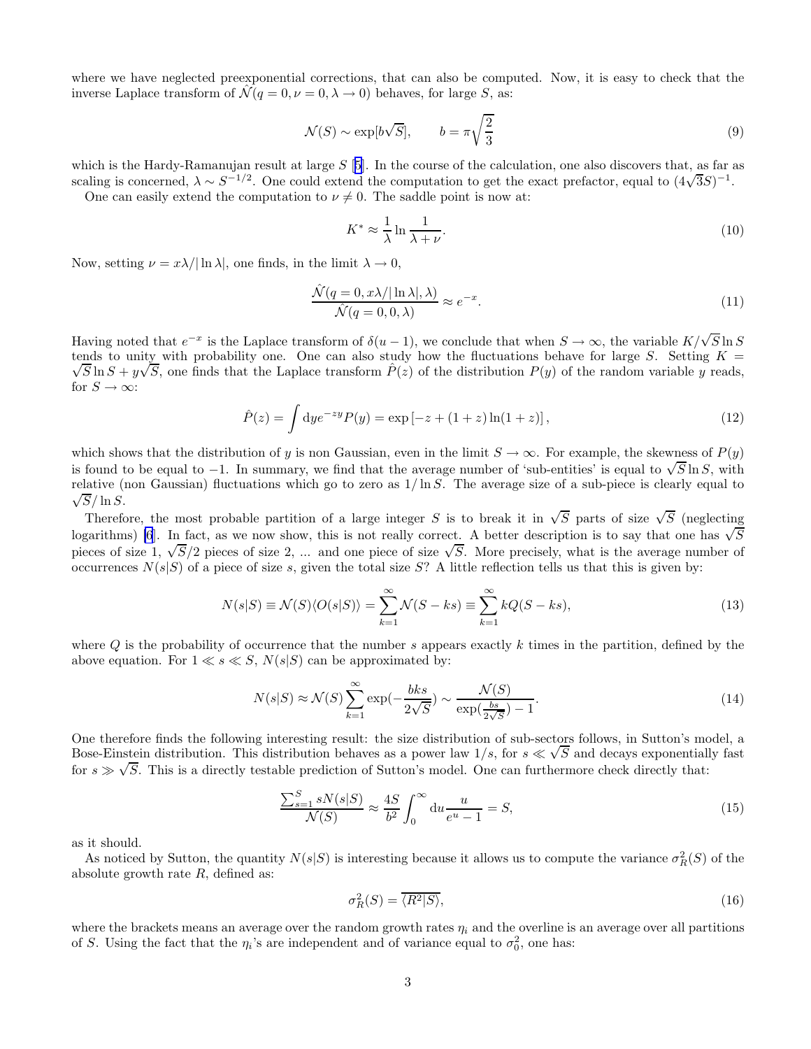where we have neglected preexponential corrections, that can also be computed. Now, it is easy to check that the inverse Laplace transform of $\hat{\mathcal{N}}(q=0,\nu=0,\lambda\to 0)$ behaves, for large $S$, as:

$$\mathcal{N}(S) \sim \exp[b\sqrt{S}], \qquad b = \pi\sqrt{\frac{2}{3}} \tag{9}$$

which is the Hardy-Ramanujan result at large $S$ [5]. In the course of the calculation, one also discovers that, as far as scaling is concerned, $\lambda \sim S^{-1/2}$. One could extend the computation to get the exact prefactor, equal to $(4\sqrt{3}S)^{-1}$.

One can easily extend the computation to $\nu \neq 0$. The saddle point is now at:

$$K^* \approx \frac{1}{\lambda}\ln\frac{1}{\lambda+\nu}. \tag{10}$$

Now, setting $\nu = x\lambda/|\ln\lambda|$, one finds, in the limit $\lambda \to 0$,

$$\frac{\hat{\mathcal{N}}(q=0, x\lambda/|\ln\lambda|, \lambda)}{\hat{\mathcal{N}}(q=0,0,\lambda)} \approx e^{-x}. \tag{11}$$

Having noted that $e^{-x}$ is the Laplace transform of $\delta(u-1)$, we conclude that when $S\to\infty$, the variable $K/\sqrt{S}\ln S$ tends to unity with probability one. One can also study how the fluctuations behave for large $S$. Setting $K = \sqrt{S}\ln S + y\sqrt{S}$, one finds that the Laplace transform $\hat{P}(z)$ of the distribution $P(y)$ of the random variable $y$ reads, for $S\to\infty$:

$$\hat{P}(z) = \int \mathrm{d}y e^{-zy}P(y) = \exp\left[-z + (1+z)\ln(1+z)\right], \tag{12}$$

which shows that the distribution of $y$ is non Gaussian, even in the limit $S\to\infty$. For example, the skewness of $P(y)$ is found to be equal to $-1$. In summary, we find that the average number of 'sub-entities' is equal to $\sqrt{S}\ln S$, with relative (non Gaussian) fluctuations which go to zero as $1/\ln S$. The average size of a sub-piece is clearly equal to $\sqrt{S}/\ln S$.

Therefore, the most probable partition of a large integer $S$ is to break it in $\sqrt{S}$ parts of size $\sqrt{S}$ (neglecting logarithms) [6]. In fact, as we now show, this is not really correct. A better description is to say that one has $\sqrt{S}$ pieces of size 1, $\sqrt{S}/2$ pieces of size 2, ... and one piece of size $\sqrt{S}$. More precisely, what is the average number of occurrences $N(s|S)$ of a piece of size $s$, given the total size $S$? A little reflection tells us that this is given by:

$$N(s|S) \equiv \mathcal{N}(S)\langle O(s|S)\rangle = \sum_{k=1}^{\infty}\mathcal{N}(S-ks) \equiv \sum_{k=1}^{\infty} kQ(S-ks), \tag{13}$$

where $Q$ is the probability of occurrence that the number $s$ appears exactly $k$ times in the partition, defined by the above equation. For $1 \ll s \ll S$, $N(s|S)$ can be approximated by:

$$N(s|S) \approx \mathcal{N}(S)\sum_{k=1}^{\infty}\exp\left(-\frac{bks}{2\sqrt{S}}\right) \sim \frac{\mathcal{N}(S)}{\exp\left(\frac{bs}{2\sqrt{S}}\right)-1}. \tag{14}$$

One therefore finds the following interesting result: the size distribution of sub-sectors follows, in Sutton's model, a Bose-Einstein distribution. This distribution behaves as a power law $1/s$, for $s \ll \sqrt{S}$ and decays exponentially fast for $s \gg \sqrt{S}$. This is a directly testable prediction of Sutton's model. One can furthermore check directly that:

$$\frac{\sum_{s=1}^{S} sN(s|S)}{\mathcal{N}(S)} \approx \frac{4S}{b^2}\int_0^{\infty}\mathrm{d}u\frac{u}{e^u-1} = S, \tag{15}$$

as it should.

As noticed by Sutton, the quantity $N(s|S)$ is interesting because it allows us to compute the variance $\sigma_R^2(S)$ of the absolute growth rate $R$, defined as:

$$\sigma_R^2(S) = \overline{\langle R^2|S\rangle}, \tag{16}$$

where the brackets means an average over the random growth rates $\eta_i$ and the overline is an average over all partitions of $S$. Using the fact that the $\eta_i$'s are independent and of variance equal to $\sigma_0^2$, one has: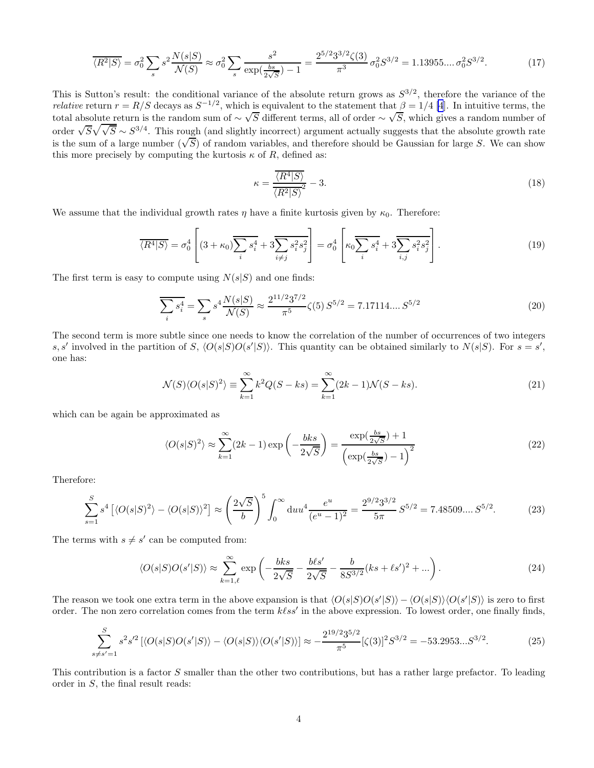$$\overline{\langle R^2|S\rangle} = \sigma_0^2 \sum_s s^2 \frac{N(s|S)}{\mathcal{N}(S)} \approx \sigma_0^2 \sum_s \frac{s^2}{\exp(\frac{bs}{2\sqrt{S}})-1} = \frac{2^{5/2}3^{3/2}\zeta(3)}{\pi^3}\,\sigma_0^2 S^{3/2} = 1.13955....\,\sigma_0^2 S^{3/2}. \tag{17}$$

This is Sutton's result: the conditional variance of the absolute return grows as $S^{3/2}$, therefore the variance of the *relative* return $r = R/S$ decays as $S^{-1/2}$, which is equivalent to the statement that $\beta = 1/4$ [4]. In intuitive terms, the total absolute return is the random sum of $\sim \sqrt{S}$ different terms, all of order $\sim \sqrt{S}$, which gives a random number of order $\sqrt{S}\sqrt{\sqrt{S}} \sim S^{3/4}$. This rough (and slightly incorrect) argument actually suggests that the absolute growth rate is the sum of a large number ($\sqrt{S}$) of random variables, and therefore should be Gaussian for large $S$. We can show this more precisely by computing the kurtosis $\kappa$ of $R$, defined as:

$$\kappa = \frac{\overline{\langle R^4|S\rangle}}{\overline{\langle R^2|S\rangle}^2} - 3. \tag{18}$$

We assume that the individual growth rates $\eta$ have a finite kurtosis given by $\kappa_0$. Therefore:

$$\overline{\langle R^4|S\rangle} = \sigma_0^4 \left[ (3+\kappa_0)\overline{\sum_i s_i^4} + 3\overline{\sum_{i\neq j} s_i^2 s_j^2} \right] = \sigma_0^4 \left[ \kappa_0 \overline{\sum_i s_i^4} + 3\overline{\sum_{i,j} s_i^2 s_j^2} \right]. \tag{19}$$

The first term is easy to compute using $N(s|S)$ and one finds:

$$\overline{\sum_i s_i^4} = \sum_s s^4 \frac{N(s|S)}{\mathcal{N}(S)} \approx \frac{2^{11/2}3^{7/2}}{\pi^5}\zeta(5)\,S^{5/2} = 7.17114....\,S^{5/2} \tag{20}$$

The second term is more subtle since one needs to know the correlation of the number of occurrences of two integers $s, s'$ involved in the partition of $S$, $\langle O(s|S)O(s'|S)\rangle$. This quantity can be obtained similarly to $N(s|S)$. For $s = s'$, one has:

$$\mathcal{N}(S)\langle O(s|S)^2\rangle \equiv \sum_{k=1}^{\infty} k^2 Q(S-ks) = \sum_{k=1}^{\infty}(2k-1)\mathcal{N}(S-ks). \tag{21}$$

which can be again be approximated as

$$\langle O(s|S)^2\rangle \approx \sum_{k=1}^{\infty}(2k-1)\exp\left(-\frac{bks}{2\sqrt{S}}\right) = \frac{\exp(\frac{bs}{2\sqrt{S}})+1}{\left(\exp(\frac{bs}{2\sqrt{S}})-1\right)^2} \tag{22}$$

Therefore:

$$\sum_{s=1}^{S} s^4\left[\langle O(s|S)^2\rangle - \langle O(s|S)\rangle^2\right] \approx \left(\frac{2\sqrt{S}}{b}\right)^5 \int_0^\infty \mathrm{d}u\, u^4 \frac{e^u}{(e^u-1)^2} = \frac{2^{9/2}3^{3/2}}{5\pi}\,S^{5/2} = 7.48509....\,S^{5/2}. \tag{23}$$

The terms with $s \neq s'$ can be computed from:

$$\langle O(s|S)O(s'|S)\rangle \approx \sum_{k=1,\ell}^{\infty} \exp\left(-\frac{bks}{2\sqrt{S}} - \frac{b\ell s'}{2\sqrt{S}} - \frac{b}{8S^{3/2}}(ks+\ell s')^2 + ...\right). \tag{24}$$

The reason we took one extra term in the above expansion is that $\langle O(s|S)O(s'|S)\rangle - \langle O(s|S)\rangle\langle O(s'|S)\rangle$ is zero to first order. The non zero correlation comes from the term $k\ell ss'$ in the above expression. To lowest order, one finally finds,

$$\sum_{s\neq s'=1}^{S} s^2 s'^2\left[\langle O(s|S)O(s'|S)\rangle - \langle O(s|S)\rangle\langle O(s'|S)\rangle\right] \approx -\frac{2^{19/2}3^{5/2}}{\pi^5}[\zeta(3)]^2 S^{3/2} = -53.2953...S^{3/2}. \tag{25}$$

This contribution is a factor $S$ smaller than the other two contributions, but has a rather large prefactor. To leading order in $S$, the final result reads: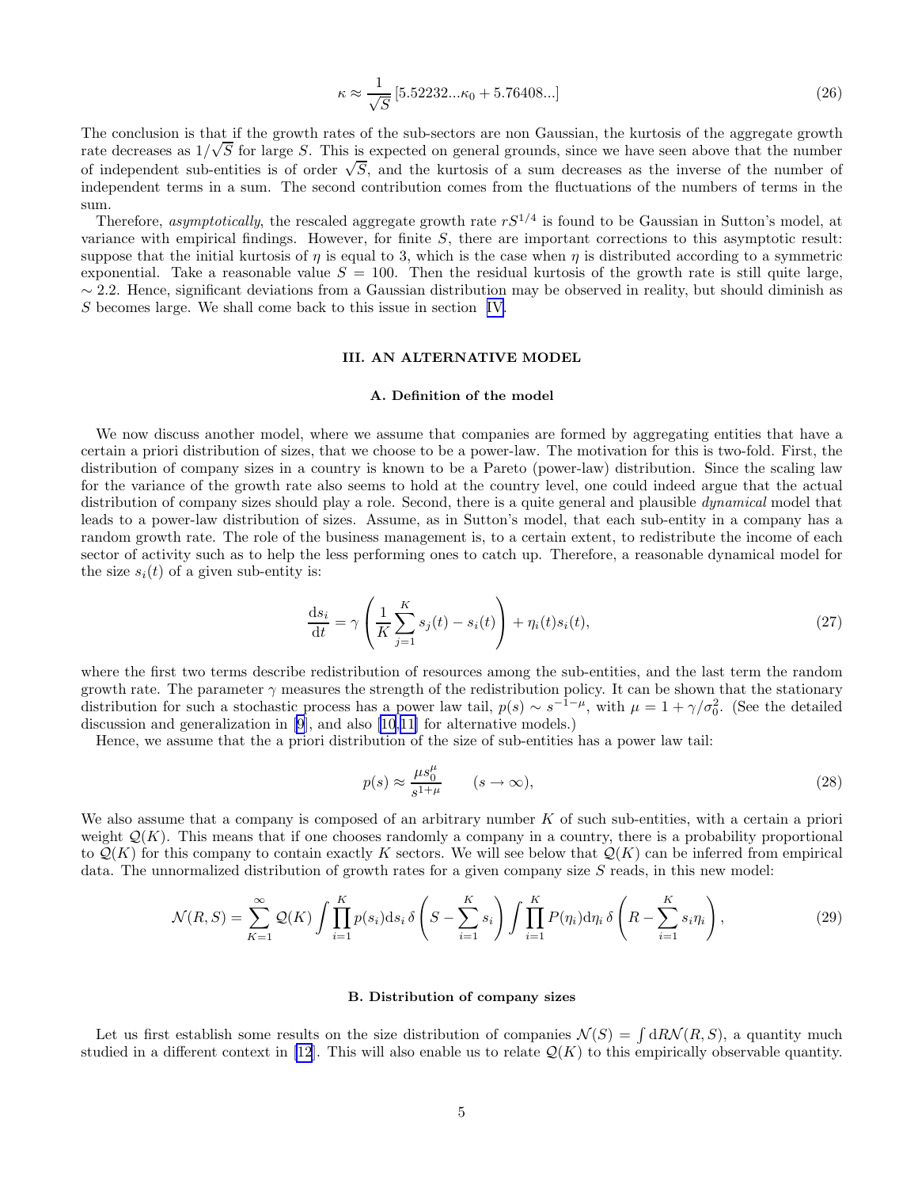$$\kappa \approx \frac{1}{\sqrt{S}}\left[5.52232...\kappa_0 + 5.76408...\right] \tag{26}$$

The conclusion is that if the growth rates of the sub-sectors are non Gaussian, the kurtosis of the aggregate growth rate decreases as $1/\sqrt{S}$ for large $S$. This is expected on general grounds, since we have seen above that the number of independent sub-entities is of order $\sqrt{S}$, and the kurtosis of a sum decreases as the inverse of the number of independent terms in a sum. The second contribution comes from the fluctuations of the numbers of terms in the sum.

Therefore, *asymptotically*, the rescaled aggregate growth rate $rS^{1/4}$ is found to be Gaussian in Sutton's model, at variance with empirical findings. However, for finite $S$, there are important corrections to this asymptotic result: suppose that the initial kurtosis of $\eta$ is equal to 3, which is the case when $\eta$ is distributed according to a symmetric exponential. Take a reasonable value $S = 100$. Then the residual kurtosis of the growth rate is still quite large, $\sim 2.2$. Hence, significant deviations from a Gaussian distribution may be observed in reality, but should diminish as $S$ becomes large. We shall come back to this issue in section IV.

## III. AN ALTERNATIVE MODEL

### A. Definition of the model

We now discuss another model, where we assume that companies are formed by aggregating entities that have a certain a priori distribution of sizes, that we choose to be a power-law. The motivation for this is two-fold. First, the distribution of company sizes in a country is known to be a Pareto (power-law) distribution. Since the scaling law for the variance of the growth rate also seems to hold at the country level, one could indeed argue that the actual distribution of company sizes should play a role. Second, there is a quite general and plausible *dynamical* model that leads to a power-law distribution of sizes. Assume, as in Sutton's model, that each sub-entity in a company has a random growth rate. The role of the business management is, to a certain extent, to redistribute the income of each sector of activity such as to help the less performing ones to catch up. Therefore, a reasonable dynamical model for the size $s_i(t)$ of a given sub-entity is:

$$\frac{\mathrm{d}s_i}{\mathrm{d}t} = \gamma\left(\frac{1}{K}\sum_{j=1}^{K} s_j(t) - s_i(t)\right) + \eta_i(t)s_i(t), \tag{27}$$

where the first two terms describe redistribution of resources among the sub-entities, and the last term the random growth rate. The parameter $\gamma$ measures the strength of the redistribution policy. It can be shown that the stationary distribution for such a stochastic process has a power law tail, $p(s) \sim s^{-1-\mu}$, with $\mu = 1 + \gamma/\sigma_0^2$. (See the detailed discussion and generalization in [9], and also [10,11] for alternative models.)

Hence, we assume that the a priori distribution of the size of sub-entities has a power law tail:

$$p(s) \approx \frac{\mu s_0^{\mu}}{s^{1+\mu}} \qquad (s \to \infty), \tag{28}$$

We also assume that a company is composed of an arbitrary number $K$ of such sub-entities, with a certain a priori weight $\mathcal{Q}(K)$. This means that if one chooses randomly a company in a country, there is a probability proportional to $\mathcal{Q}(K)$ for this company to contain exactly $K$ sectors. We will see below that $\mathcal{Q}(K)$ can be inferred from empirical data. The unnormalized distribution of growth rates for a given company size $S$ reads, in this new model:

$$\mathcal{N}(R,S) = \sum_{K=1}^{\infty} \mathcal{Q}(K) \int \prod_{i=1}^{K} p(s_i)\mathrm{d}s_i\, \delta\left(S - \sum_{i=1}^{K} s_i\right) \int \prod_{i=1}^{K} P(\eta_i)\mathrm{d}\eta_i\, \delta\left(R - \sum_{i=1}^{K} s_i\eta_i\right), \tag{29}$$

### B. Distribution of company sizes

Let us first establish some results on the size distribution of companies $\mathcal{N}(S) = \int \mathrm{d}R\mathcal{N}(R,S)$, a quantity much studied in a different context in [12]. This will also enable us to relate $\mathcal{Q}(K)$ to this empirically observable quantity.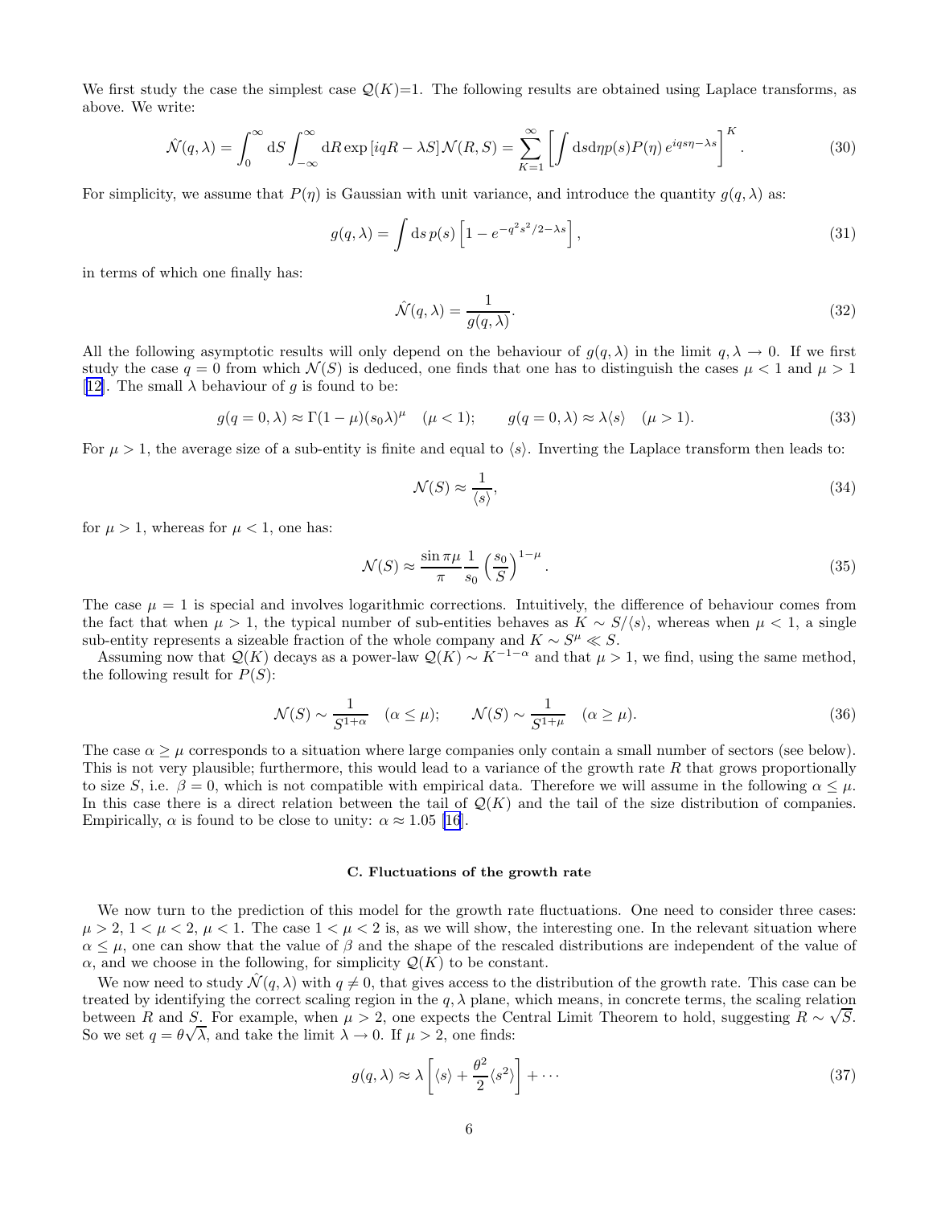We first study the case the simplest case $\mathcal{Q}(K)$=1. The following results are obtained using Laplace transforms, as above. We write:

$$\hat{\mathcal{N}}(q,\lambda) = \int_0^\infty \mathrm{d}S \int_{-\infty}^{\infty} \mathrm{d}R \exp\left[iqR - \lambda S\right] \mathcal{N}(R,S) = \sum_{K=1}^{\infty} \left[ \int \mathrm{d}s \mathrm{d}\eta p(s) P(\eta)\, e^{iqs\eta - \lambda s} \right]^K . \tag{30}$$

For simplicity, we assume that $P(\eta)$ is Gaussian with unit variance, and introduce the quantity $g(q,\lambda)$ as:

$$g(q,\lambda) = \int \mathrm{d}s\, p(s) \left[1 - e^{-q^2 s^2/2 - \lambda s}\right], \tag{31}$$

in terms of which one finally has:

$$\hat{\mathcal{N}}(q,\lambda) = \frac{1}{g(q,\lambda)}. \tag{32}$$

All the following asymptotic results will only depend on the behaviour of $g(q,\lambda)$ in the limit $q,\lambda \to 0$. If we first study the case $q=0$ from which $\mathcal{N}(S)$ is deduced, one finds that one has to distinguish the cases $\mu < 1$ and $\mu > 1$ [12]. The small $\lambda$ behaviour of $g$ is found to be:

$$g(q=0,\lambda) \approx \Gamma(1-\mu)(s_0\lambda)^\mu \quad (\mu < 1); \qquad g(q=0,\lambda) \approx \lambda \langle s \rangle \quad (\mu > 1). \tag{33}$$

For $\mu > 1$, the average size of a sub-entity is finite and equal to $\langle s \rangle$. Inverting the Laplace transform then leads to:

$$\mathcal{N}(S) \approx \frac{1}{\langle s \rangle}, \tag{34}$$

for $\mu > 1$, whereas for $\mu < 1$, one has:

$$\mathcal{N}(S) \approx \frac{\sin \pi\mu}{\pi} \frac{1}{s_0} \left(\frac{s_0}{S}\right)^{1-\mu}. \tag{35}$$

The case $\mu = 1$ is special and involves logarithmic corrections. Intuitively, the difference of behaviour comes from the fact that when $\mu > 1$, the typical number of sub-entities behaves as $K \sim S/\langle s \rangle$, whereas when $\mu < 1$, a single sub-entity represents a sizeable fraction of the whole company and $K \sim S^\mu \ll S$.

Assuming now that $\mathcal{Q}(K)$ decays as a power-law $\mathcal{Q}(K) \sim K^{-1-\alpha}$ and that $\mu > 1$, we find, using the same method, the following result for $P(S)$:

$$\mathcal{N}(S) \sim \frac{1}{S^{1+\alpha}} \quad (\alpha \le \mu); \qquad \mathcal{N}(S) \sim \frac{1}{S^{1+\mu}} \quad (\alpha \ge \mu). \tag{36}$$

The case $\alpha \ge \mu$ corresponds to a situation where large companies only contain a small number of sectors (see below). This is not very plausible; furthermore, this would lead to a variance of the growth rate $R$ that grows proportionally to size $S$, i.e. $\beta = 0$, which is not compatible with empirical data. Therefore we will assume in the following $\alpha \le \mu$. In this case there is a direct relation between the tail of $\mathcal{Q}(K)$ and the tail of the size distribution of companies. Empirically, $\alpha$ is found to be close to unity: $\alpha \approx 1.05$ [16].

### C. Fluctuations of the growth rate

We now turn to the prediction of this model for the growth rate fluctuations. One need to consider three cases: $\mu > 2$, $1 < \mu < 2$, $\mu < 1$. The case $1 < \mu < 2$ is, as we will show, the interesting one. In the relevant situation where $\alpha \le \mu$, one can show that the value of $\beta$ and the shape of the rescaled distributions are independent of the value of $\alpha$, and we choose in the following, for simplicity $\mathcal{Q}(K)$ to be constant.

We now need to study $\hat{\mathcal{N}}(q,\lambda)$ with $q \neq 0$, that gives access to the distribution of the growth rate. This case can be treated by identifying the correct scaling region in the $q,\lambda$ plane, which means, in concrete terms, the scaling relation between $R$ and $S$. For example, when $\mu > 2$, one expects the Central Limit Theorem to hold, suggesting $R \sim \sqrt{S}$. So we set $q = \theta\sqrt{\lambda}$, and take the limit $\lambda \to 0$. If $\mu > 2$, one finds:

$$g(q,\lambda) \approx \lambda \left[\langle s \rangle + \frac{\theta^2}{2}\langle s^2 \rangle\right] + \cdots \tag{37}$$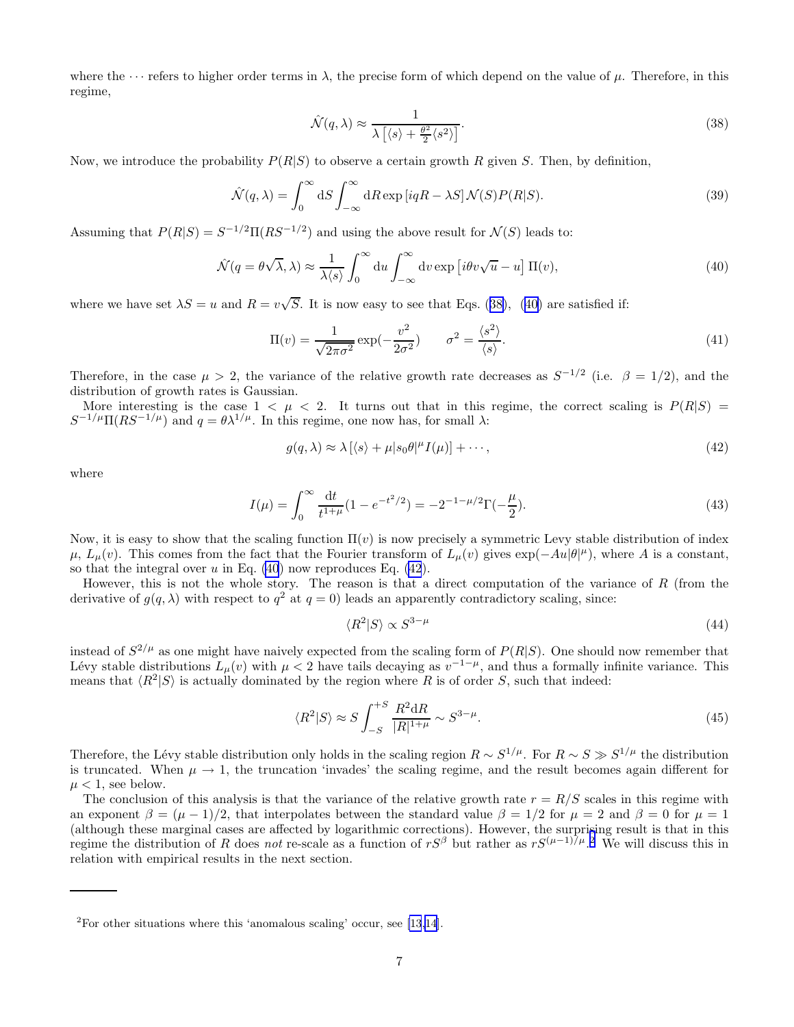where the $\cdots$ refers to higher order terms in $\lambda$, the precise form of which depend on the value of $\mu$. Therefore, in this regime,

$$\hat{\mathcal{N}}(q, \lambda) \approx \frac{1}{\lambda \left[\langle s \rangle + \frac{\theta^2}{2}\langle s^2 \rangle\right]}. \tag{38}$$

Now, we introduce the probability $P(R|S)$ to observe a certain growth $R$ given $S$. Then, by definition,

$$\hat{\mathcal{N}}(q, \lambda) = \int_0^\infty \mathrm{d}S \int_{-\infty}^{\infty} \mathrm{d}R \exp\left[iqR - \lambda S\right] \mathcal{N}(S) P(R|S). \tag{39}$$

Assuming that $P(R|S) = S^{-1/2}\Pi(RS^{-1/2})$ and using the above result for $\mathcal{N}(S)$ leads to:

$$\hat{\mathcal{N}}(q = \theta\sqrt{\lambda}, \lambda) \approx \frac{1}{\lambda \langle s \rangle} \int_0^\infty \mathrm{d}u \int_{-\infty}^{\infty} \mathrm{d}v \exp\left[i\theta v \sqrt{u} - u\right] \Pi(v), \tag{40}$$

where we have set $\lambda S = u$ and $R = v\sqrt{S}$. It is now easy to see that Eqs. (38), (40) are satisfied if:

$$\Pi(v) = \frac{1}{\sqrt{2\pi\sigma^2}} \exp(-\frac{v^2}{2\sigma^2}) \qquad \sigma^2 = \frac{\langle s^2 \rangle}{\langle s \rangle}. \tag{41}$$

Therefore, in the case $\mu > 2$, the variance of the relative growth rate decreases as $S^{-1/2}$ (i.e. $\beta = 1/2$), and the distribution of growth rates is Gaussian.

More interesting is the case $1 < \mu < 2$. It turns out that in this regime, the correct scaling is $P(R|S) = S^{-1/\mu}\Pi(RS^{-1/\mu})$ and $q = \theta\lambda^{1/\mu}$. In this regime, one now has, for small $\lambda$:

$$g(q, \lambda) \approx \lambda \left[\langle s \rangle + \mu |s_0 \theta|^\mu I(\mu)\right] + \cdots, \tag{42}$$

where

$$I(\mu) = \int_0^\infty \frac{\mathrm{d}t}{t^{1+\mu}}(1 - e^{-t^2/2}) = -2^{-1-\mu/2}\Gamma(-\frac{\mu}{2}). \tag{43}$$

Now, it is easy to show that the scaling function $\Pi(v)$ is now precisely a symmetric Levy stable distribution of index $\mu$, $L_\mu(v)$. This comes from the fact that the Fourier transform of $L_\mu(v)$ gives $\exp(-Au|\theta|^\mu)$, where $A$ is a constant, so that the integral over $u$ in Eq. (40) now reproduces Eq. (42).

However, this is not the whole story. The reason is that a direct computation of the variance of $R$ (from the derivative of $g(q, \lambda)$ with respect to $q^2$ at $q = 0$) leads an apparently contradictory scaling, since:

$$\langle R^2 | S \rangle \propto S^{3-\mu} \tag{44}$$

instead of $S^{2/\mu}$ as one might have naively expected from the scaling form of $P(R|S)$. One should now remember that Lévy stable distributions $L_\mu(v)$ with $\mu < 2$ have tails decaying as $v^{-1-\mu}$, and thus a formally infinite variance. This means that $\langle R^2 | S \rangle$ is actually dominated by the region where $R$ is of order $S$, such that indeed:

$$\langle R^2 | S \rangle \approx S \int_{-S}^{+S} \frac{R^2 \mathrm{d}R}{|R|^{1+\mu}} \sim S^{3-\mu}. \tag{45}$$

Therefore, the Lévy stable distribution only holds in the scaling region $R \sim S^{1/\mu}$. For $R \sim S \gg S^{1/\mu}$ the distribution is truncated. When $\mu \to 1$, the truncation 'invades' the scaling regime, and the result becomes again different for $\mu < 1$, see below.

The conclusion of this analysis is that the variance of the relative growth rate $r = R/S$ scales in this regime with an exponent $\beta = (\mu - 1)/2$, that interpolates between the standard value $\beta = 1/2$ for $\mu = 2$ and $\beta = 0$ for $\mu = 1$ (although these marginal cases are affected by logarithmic corrections). However, the surprising result is that in this regime the distribution of $R$ does *not* re-scale as a function of $rS^\beta$ but rather as $rS^{(\mu-1)/\mu}$.[2] We will discuss this in relation with empirical results in the next section.

---

[2] For other situations where this 'anomalous scaling' occur, see [13,14].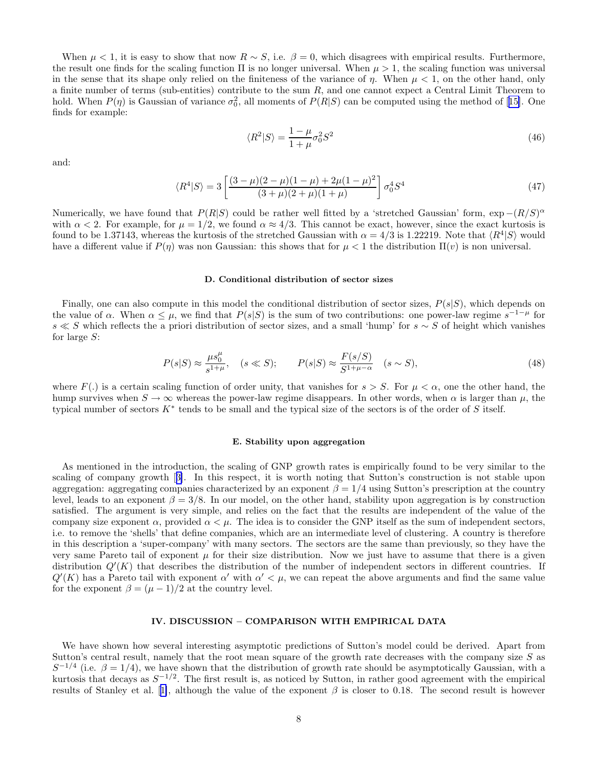When $\mu < 1$, it is easy to show that now $R \sim S$, i.e. $\beta = 0$, which disagrees with empirical results. Furthermore, the result one finds for the scaling function $\Pi$ is no longer universal. When $\mu > 1$, the scaling function was universal in the sense that its shape only relied on the finiteness of the variance of $\eta$. When $\mu < 1$, on the other hand, only a finite number of terms (sub-entities) contribute to the sum $R$, and one cannot expect a Central Limit Theorem to hold. When $P(\eta)$ is Gaussian of variance $\sigma_0^2$, all moments of $P(R|S)$ can be computed using the method of [15]. One finds for example:

$$\langle R^2 | S \rangle = \frac{1-\mu}{1+\mu} \sigma_0^2 S^2 \tag{46}$$

and:

$$\langle R^4 | S \rangle = 3 \left[ \frac{(3-\mu)(2-\mu)(1-\mu) + 2\mu(1-\mu)^2}{(3+\mu)(2+\mu)(1+\mu)} \right] \sigma_0^4 S^4 \tag{47}$$

Numerically, we have found that $P(R|S)$ could be rather well fitted by a 'stretched Gaussian' form, $\exp -(R/S)^\alpha$ with $\alpha < 2$. For example, for $\mu = 1/2$, we found $\alpha \approx 4/3$. This cannot be exact, however, since the exact kurtosis is found to be 1.37143, whereas the kurtosis of the stretched Gaussian with $\alpha = 4/3$ is 1.22219. Note that $\langle R^4 | S \rangle$ would have a different value if $P(\eta)$ was non Gaussian: this shows that for $\mu < 1$ the distribution $\Pi(v)$ is non universal.

### D. Conditional distribution of sector sizes

Finally, one can also compute in this model the conditional distribution of sector sizes, $P(s|S)$, which depends on the value of $\alpha$. When $\alpha \leq \mu$, we find that $P(s|S)$ is the sum of two contributions: one power-law regime $s^{-1-\mu}$ for $s \ll S$ which reflects the a priori distribution of sector sizes, and a small 'hump' for $s \sim S$ of height which vanishes for large $S$:

$$P(s|S) \approx \frac{\mu s_0^\mu}{s^{1+\mu}}, \quad (s \ll S); \qquad P(s|S) \approx \frac{F(s/S)}{S^{1+\mu-\alpha}} \quad (s \sim S), \tag{48}$$

where $F(.)$ is a certain scaling function of order unity, that vanishes for $s > S$. For $\mu < \alpha$, one the other hand, the hump survives when $S \to \infty$ whereas the power-law regime disappears. In other words, when $\alpha$ is larger than $\mu$, the typical number of sectors $K^*$ tends to be small and the typical size of the sectors is of the order of $S$ itself.

### E. Stability upon aggregation

As mentioned in the introduction, the scaling of GNP growth rates is empirically found to be very similar to the scaling of company growth [3]. In this respect, it is worth noting that Sutton's construction is not stable upon aggregation: aggregating companies characterized by an exponent $\beta = 1/4$ using Sutton's prescription at the country level, leads to an exponent $\beta = 3/8$. In our model, on the other hand, stability upon aggregation is by construction satisfied. The argument is very simple, and relies on the fact that the results are independent of the value of the company size exponent $\alpha$, provided $\alpha < \mu$. The idea is to consider the GNP itself as the sum of independent sectors, i.e. to remove the 'shells' that define companies, which are an intermediate level of clustering. A country is therefore in this description a 'super-company' with many sectors. The sectors are the same than previously, so they have the very same Pareto tail of exponent $\mu$ for their size distribution. Now we just have to assume that there is a given distribution $Q'(K)$ that describes the distribution of the number of independent sectors in different countries. If $Q'(K)$ has a Pareto tail with exponent $\alpha'$ with $\alpha' < \mu$, we can repeat the above arguments and find the same value for the exponent $\beta = (\mu - 1)/2$ at the country level.

## IV. DISCUSSION – COMPARISON WITH EMPIRICAL DATA

We have shown how several interesting asymptotic predictions of Sutton's model could be derived. Apart from Sutton's central result, namely that the root mean square of the growth rate decreases with the company size $S$ as $S^{-1/4}$ (i.e. $\beta = 1/4$), we have shown that the distribution of growth rate should be asymptotically Gaussian, with a kurtosis that decays as $S^{-1/2}$. The first result is, as noticed by Sutton, in rather good agreement with the empirical results of Stanley et al. [1], although the value of the exponent $\beta$ is closer to 0.18. The second result is however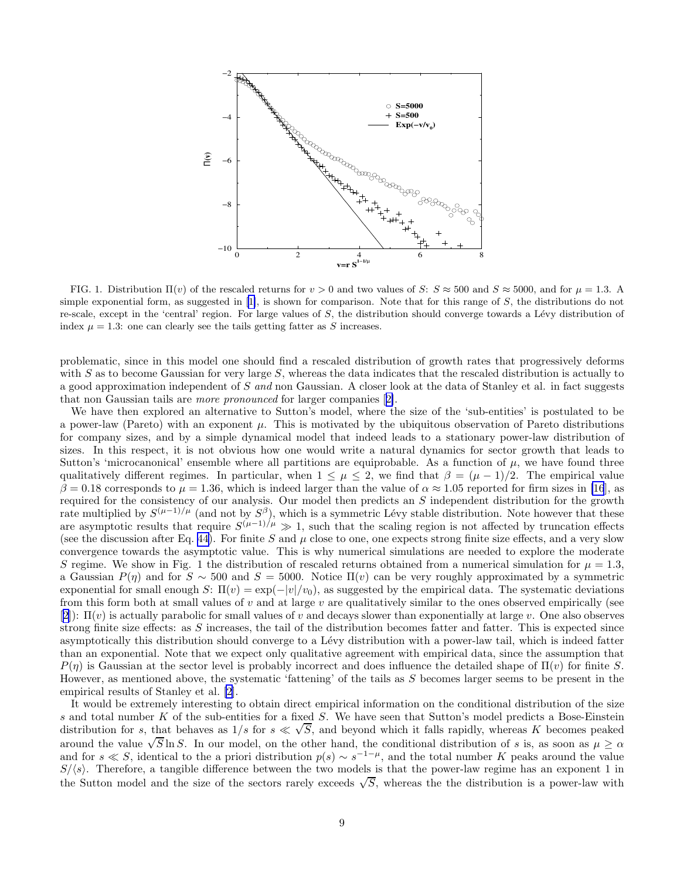FIG. 1. Distribution $\Pi(v)$ of the rescaled returns for $v > 0$ and two values of $S$: $S \approx 500$ and $S \approx 5000$, and for $\mu = 1.3$. A simple exponential form, as suggested in [1], is shown for comparison. Note that for this range of $S$, the distributions do not re-scale, except in the 'central' region. For large values of $S$, the distribution should converge towards a Lévy distribution of index $\mu = 1.3$: one can clearly see the tails getting fatter as $S$ increases.

problematic, since in this model one should find a rescaled distribution of growth rates that progressively deforms with $S$ as to become Gaussian for very large $S$, whereas the data indicates that the rescaled distribution is actually to a good approximation independent of $S$ *and* non Gaussian. A closer look at the data of Stanley et al. in fact suggests that non Gaussian tails are *more pronounced* for larger companies [2].

We have then explored an alternative to Sutton's model, where the size of the 'sub-entities' is postulated to be a power-law (Pareto) with an exponent $\mu$. This is motivated by the ubiquitous observation of Pareto distributions for company sizes, and by a simple dynamical model that indeed leads to a stationary power-law distribution of sizes. In this respect, it is not obvious how one would write a natural dynamics for sector growth that leads to Sutton's 'microcanonical' ensemble where all partitions are equiprobable. As a function of $\mu$, we have found three qualitatively different regimes. In particular, when $1 \leq \mu \leq 2$, we find that $\beta = (\mu - 1)/2$. The empirical value $\beta = 0.18$ corresponds to $\mu = 1.36$, which is indeed larger than the value of $\alpha \approx 1.05$ reported for firm sizes in [16], as required for the consistency of our analysis. Our model then predicts an $S$ independent distribution for the growth rate multiplied by $S^{(\mu-1)/\mu}$ (and not by $S^{\beta}$), which is a symmetric Lévy stable distribution. Note however that these are asymptotic results that require $S^{(\mu-1)/\mu} \gg 1$, such that the scaling region is not affected by truncation effects (see the discussion after Eq. 44). For finite $S$ and $\mu$ close to one, one expects strong finite size effects, and a very slow convergence towards the asymptotic value. This is why numerical simulations are needed to explore the moderate $S$ regime. We show in Fig. 1 the distribution of rescaled returns obtained from a numerical simulation for $\mu = 1.3$, a Gaussian $P(\eta)$ and for $S \sim 500$ and $S = 5000$. Notice $\Pi(v)$ can be very roughly approximated by a symmetric exponential for small enough $S$: $\Pi(v) = \exp(-|v|/v_0)$, as suggested by the empirical data. The systematic deviations from this form both at small values of $v$ and at large $v$ are qualitatively similar to the ones observed empirically (see [2]): $\Pi(v)$ is actually parabolic for small values of $v$ and decays slower than exponentially at large $v$. One also observes strong finite size effects: as $S$ increases, the tail of the distribution becomes fatter and fatter. This is expected since asymptotically this distribution should converge to a Lévy distribution with a power-law tail, which is indeed fatter than an exponential. Note that we expect only qualitative agreement with empirical data, since the assumption that $P(\eta)$ is Gaussian at the sector level is probably incorrect and does influence the detailed shape of $\Pi(v)$ for finite $S$. However, as mentioned above, the systematic 'fattening' of the tails as $S$ becomes larger seems to be present in the empirical results of Stanley et al. [2].

It would be extremely interesting to obtain direct empirical information on the conditional distribution of the size $s$ and total number $K$ of the sub-entities for a fixed $S$. We have seen that Sutton's model predicts a Bose-Einstein distribution for $s$, that behaves as $1/s$ for $s \ll \sqrt{S}$, and beyond which it falls rapidly, whereas $K$ becomes peaked around the value $\sqrt{S} \ln S$. In our model, on the other hand, the conditional distribution of $s$ is, as soon as $\mu \geq \alpha$ and for $s \ll S$, identical to the a priori distribution $p(s) \sim s^{-1-\mu}$, and the total number $K$ peaks around the value $S/\langle s \rangle$. Therefore, a tangible difference between the two models is that the power-law regime has an exponent 1 in the Sutton model and the size of the sectors rarely exceeds $\sqrt{S}$, whereas the the distribution is a power-law with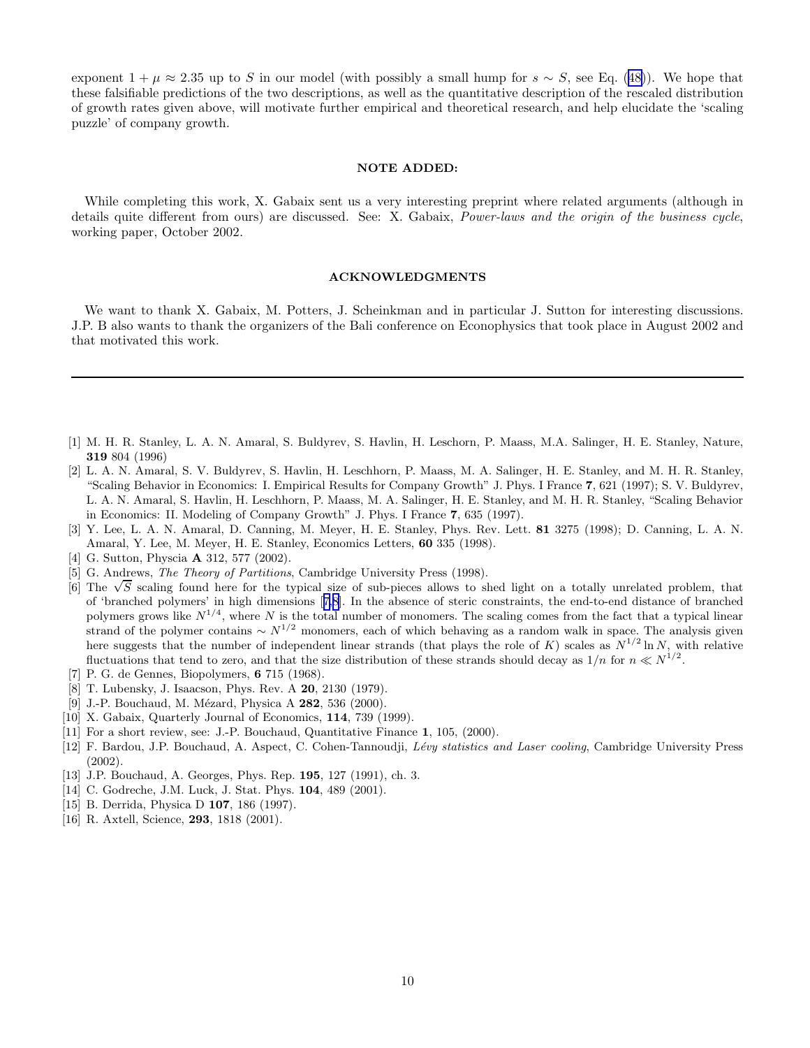exponent $1 + \mu \approx 2.35$ up to $S$ in our model (with possibly a small hump for $s \sim S$, see Eq. (48)). We hope that these falsifiable predictions of the two descriptions, as well as the quantitative description of the rescaled distribution of growth rates given above, will motivate further empirical and theoretical research, and help elucidate the 'scaling puzzle' of company growth.

## NOTE ADDED:

While completing this work, X. Gabaix sent us a very interesting preprint where related arguments (although in details quite different from ours) are discussed. See: X. Gabaix, *Power-laws and the origin of the business cycle*, working paper, October 2002.

## ACKNOWLEDGMENTS

We want to thank X. Gabaix, M. Potters, J. Scheinkman and in particular J. Sutton for interesting discussions. J.P. B also wants to thank the organizers of the Bali conference on Econophysics that took place in August 2002 and that motivated this work.

---

[1] M. H. R. Stanley, L. A. N. Amaral, S. Buldyrev, S. Havlin, H. Leschorn, P. Maass, M.A. Salinger, H. E. Stanley, Nature, **319** 804 (1996)

[2] L. A. N. Amaral, S. V. Buldyrev, S. Havlin, H. Leschhorn, P. Maass, M. A. Salinger, H. E. Stanley, and M. H. R. Stanley, "Scaling Behavior in Economics: I. Empirical Results for Company Growth" J. Phys. I France **7**, 621 (1997); S. V. Buldyrev, L. A. N. Amaral, S. Havlin, H. Leschhorn, P. Maass, M. A. Salinger, H. E. Stanley, and M. H. R. Stanley, "Scaling Behavior in Economics: II. Modeling of Company Growth" J. Phys. I France **7**, 635 (1997).

[3] Y. Lee, L. A. N. Amaral, D. Canning, M. Meyer, H. E. Stanley, Phys. Rev. Lett. **81** 3275 (1998); D. Canning, L. A. N. Amaral, Y. Lee, M. Meyer, H. E. Stanley, Economics Letters, **60** 335 (1998).

[4] G. Sutton, Physcia **A** 312, 577 (2002).

[5] G. Andrews, *The Theory of Partitions*, Cambridge University Press (1998).

[6] The $\sqrt{S}$ scaling found here for the typical size of sub-pieces allows to shed light on a totally unrelated problem, that of 'branched polymers' in high dimensions [7,8]. In the absence of steric constraints, the end-to-end distance of branched polymers grows like $N^{1/4}$, where $N$ is the total number of monomers. The scaling comes from the fact that a typical linear strand of the polymer contains $\sim N^{1/2}$ monomers, each of which behaving as a random walk in space. The analysis given here suggests that the number of independent linear strands (that plays the role of $K$) scales as $N^{1/2} \ln N$, with relative fluctuations that tend to zero, and that the size distribution of these strands should decay as $1/n$ for $n \ll N^{1/2}$.

[7] P. G. de Gennes, Biopolymers, **6** 715 (1968).

[8] T. Lubensky, J. Isaacson, Phys. Rev. A **20**, 2130 (1979).

[9] J.-P. Bouchaud, M. Mézard, Physica A **282**, 536 (2000).

[10] X. Gabaix, Quarterly Journal of Economics, **114**, 739 (1999).

[11] For a short review, see: J.-P. Bouchaud, Quantitative Finance **1**, 105, (2000).

[12] F. Bardou, J.P. Bouchaud, A. Aspect, C. Cohen-Tannoudji, *Lévy statistics and Laser cooling*, Cambridge University Press (2002).

[13] J.P. Bouchaud, A. Georges, Phys. Rep. **195**, 127 (1991), ch. 3.

[14] C. Godreche, J.M. Luck, J. Stat. Phys. **104**, 489 (2001).

[15] B. Derrida, Physica D **107**, 186 (1997).

[16] R. Axtell, Science, **293**, 1818 (2001).